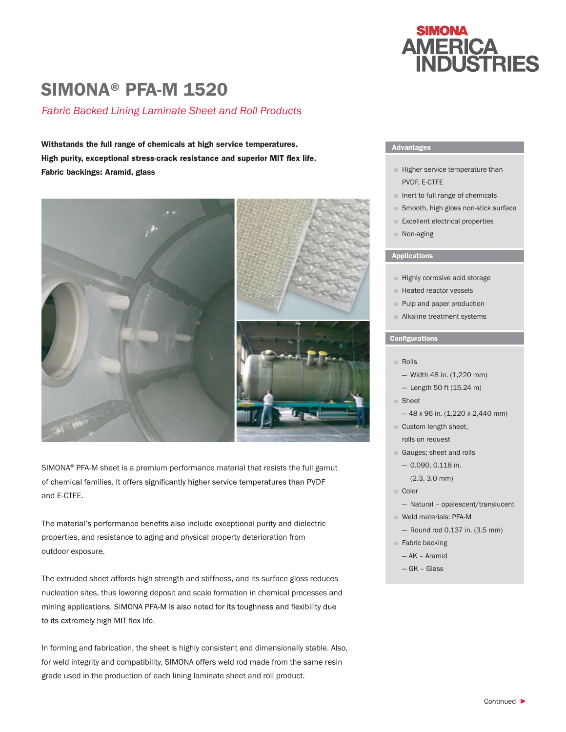SIMONA AMERICA INDUSTRIES

# SIMONA® PFA-M 1520

*Fabric Backed Lining Laminate Sheet and Roll Products*

**Withstands the full range of chemicals at high service temperatures.**
**High purity, exceptional stress-crack resistance and superior MIT flex life.**
**Fabric backings: Aramid, glass**

SIMONA® PFA-M sheet is a premium performance material that resists the full gamut of chemical families. It offers significantly higher service temperatures than PVDF and E-CTFE.

The material's performance benefits also include exceptional purity and dielectric properties, and resistance to aging and physical property deterioration from outdoor exposure.

The extruded sheet affords high strength and stiffness, and its surface gloss reduces nucleation sites, thus lowering deposit and scale formation in chemical processes and mining applications. SIMONA PFA-M is also noted for its toughness and flexibility due to its extremely high MIT flex life.

In forming and fabrication, the sheet is highly consistent and dimensionally stable. Also, for weld integrity and compatibility, SIMONA offers weld rod made from the same resin grade used in the production of each lining laminate sheet and roll product.

## Advantages

- Higher service temperature than PVDF, E-CTFE
- Inert to full range of chemicals
- Smooth, high gloss non-stick surface
- Excellent electrical properties
- Non-aging

## Applications

- Highly corrosive acid storage
- Heated reactor vessels
- Pulp and paper production
- Alkaline treatment systems

## Configurations

- Rolls
  - Width 48 in. (1,220 mm)
  - Length 50 ft (15.24 m)
- Sheet
  - 48 x 96 in. (1,220 x 2,440 mm)
- Custom length sheet, rolls on request
- Gauges; sheet and rolls
  - 0.090, 0.118 in. (2.3, 3.0 mm)
- Color
  - Natural – opalescent/translucent
- Weld materials: PFA-M
  - Round rod 0.137 in. (3.5 mm)
- Fabric backing
  - AK – Aramid
  - GK – Glass

Continued ►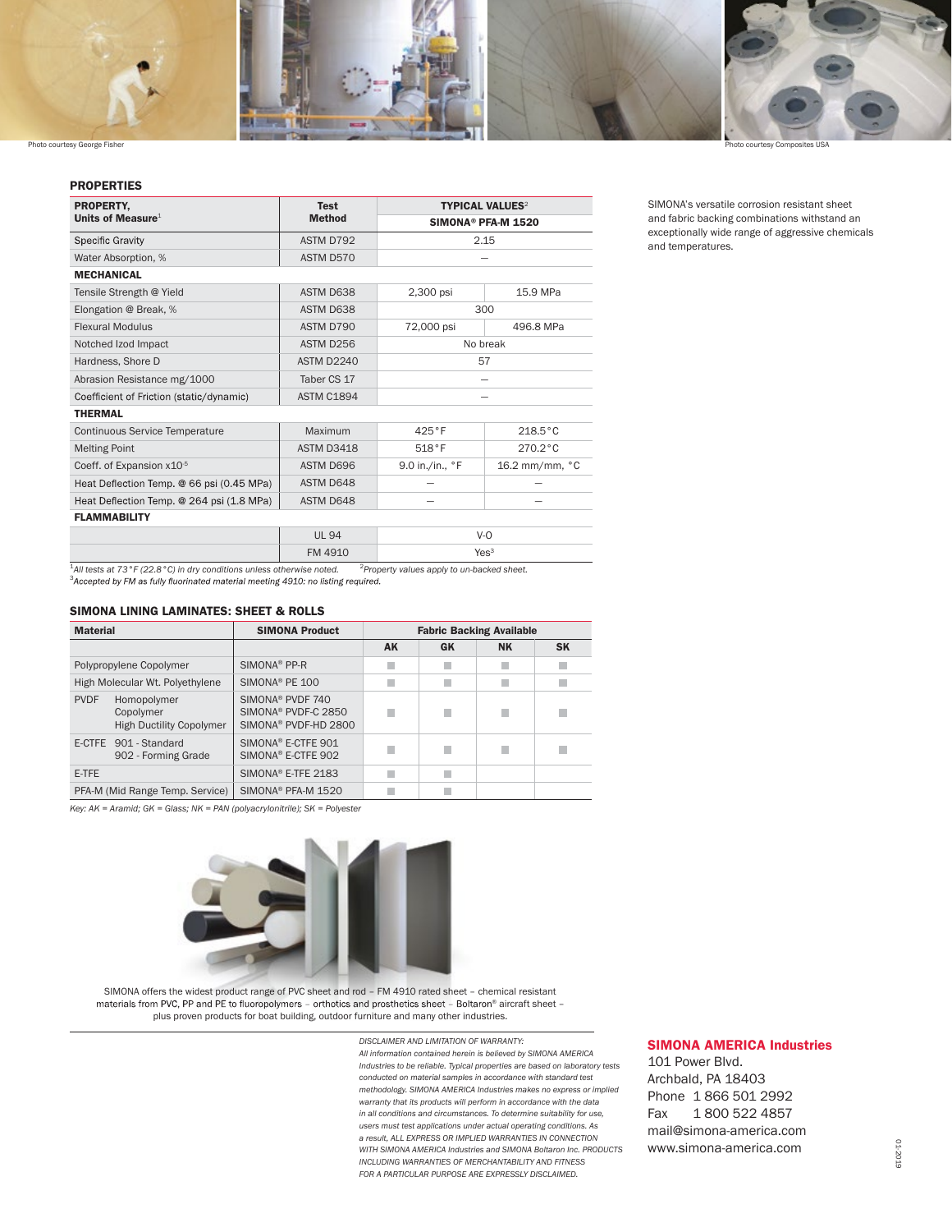Photo courtesy George Fisher

Photo courtesy Composites USA

## PROPERTIES

| PROPERTY, Units of Measure[1] | Test Method | TYPICAL VALUES[2] SIMONA® PFA-M 1520 | |
|---|---|---|---|
| Specific Gravity | ASTM D792 | 2.15 | |
| Water Absorption, % | ASTM D570 | – | |
| **MECHANICAL** | | | |
| Tensile Strength @ Yield | ASTM D638 | 2,300 psi | 15.9 MPa |
| Elongation @ Break, % | ASTM D638 | 300 | |
| Flexural Modulus | ASTM D790 | 72,000 psi | 496.8 MPa |
| Notched Izod Impact | ASTM D256 | No break | |
| Hardness, Shore D | ASTM D2240 | 57 | |
| Abrasion Resistance mg/1000 | Taber CS 17 | – | |
| Coefficient of Friction (static/dynamic) | ASTM C1894 | – | |
| **THERMAL** | | | |
| Continuous Service Temperature | Maximum | 425°F | 218.5°C |
| Melting Point | ASTM D3418 | 518°F | 270.2°C |
| Coeff. of Expansion $x10^{-5}$ | ASTM D696 | 9.0 in./in., °F | 16.2 mm/mm, °C |
| Heat Deflection Temp. @ 66 psi (0.45 MPa) | ASTM D648 | – | – |
| Heat Deflection Temp. @ 264 psi (1.8 MPa) | ASTM D648 | – | – |
| **FLAMMABILITY** | | | |
| | UL 94 | V-0 | |
| | FM 4910 | Yes[3] | |

*[1]All tests at 73°F (22.8°C) in dry conditions unless otherwise noted. [2]Property values apply to un-backed sheet.*
*[3]Accepted by FM as fully fluorinated material meeting 4910: no listing required.*

SIMONA's versatile corrosion resistant sheet and fabric backing combinations withstand an exceptionally wide range of aggressive chemicals and temperatures.

## SIMONA LINING LAMINATES: SHEET & ROLLS

| Material | SIMONA Product | Fabric Backing Available | | | |
|---|---|---|---|---|---|
| | | AK | GK | NK | SK |
| Polypropylene Copolymer | SIMONA® PP-R | ■ | ■ | ■ | ■ |
| High Molecular Wt. Polyethylene | SIMONA® PE 100 | ■ | ■ | ■ | ■ |
| PVDF Homopolymer / Copolymer / High Ductility Copolymer | SIMONA® PVDF 740 / SIMONA® PVDF-C 2850 / SIMONA® PVDF-HD 2800 | ■ | ■ | ■ | ■ |
| E-CTFE 901 - Standard / 902 - Forming Grade | SIMONA® E-CTFE 901 / SIMONA® E-CTFE 902 | ■ | ■ | ■ | ■ |
| E-TFE | SIMONA® E-TFE 2183 | ■ | ■ | | |
| PFA-M (Mid Range Temp. Service) | SIMONA® PFA-M 1520 | ■ | ■ | | |

*Key: AK = Aramid; GK = Glass; NK = PAN (polyacrylonitrile); SK = Polyester*

SIMONA offers the widest product range of PVC sheet and rod – FM 4910 rated sheet – chemical resistant materials from PVC, PP and PE to fluoropolymers – orthotics and prosthetics sheet – Boltaron® aircraft sheet – plus proven products for boat building, outdoor furniture and many other industries.

*DISCLAIMER AND LIMITATION OF WARRANTY:*
*All information contained herein is believed by SIMONA AMERICA Industries to be reliable. Typical properties are based on laboratory tests conducted on material samples in accordance with standard test methodology. SIMONA AMERICA Industries makes no express or implied warranty that its products will perform in accordance with the data in all conditions and circumstances. To determine suitability for use, users must test applications under actual operating conditions. As a result, ALL EXPRESS OR IMPLIED WARRANTIES IN CONNECTION WITH SIMONA AMERICA Industries and SIMONA Boltaron Inc. PRODUCTS INCLUDING WARRANTIES OF MERCHANTABILITY AND FITNESS FOR A PARTICULAR PURPOSE ARE EXPRESSLY DISCLAIMED.*

**SIMONA AMERICA Industries**
101 Power Blvd.
Archbald, PA 18403
Phone 1 866 501 2992
Fax 1 800 522 4857
mail@simona-america.com
www.simona-america.com

01.2019